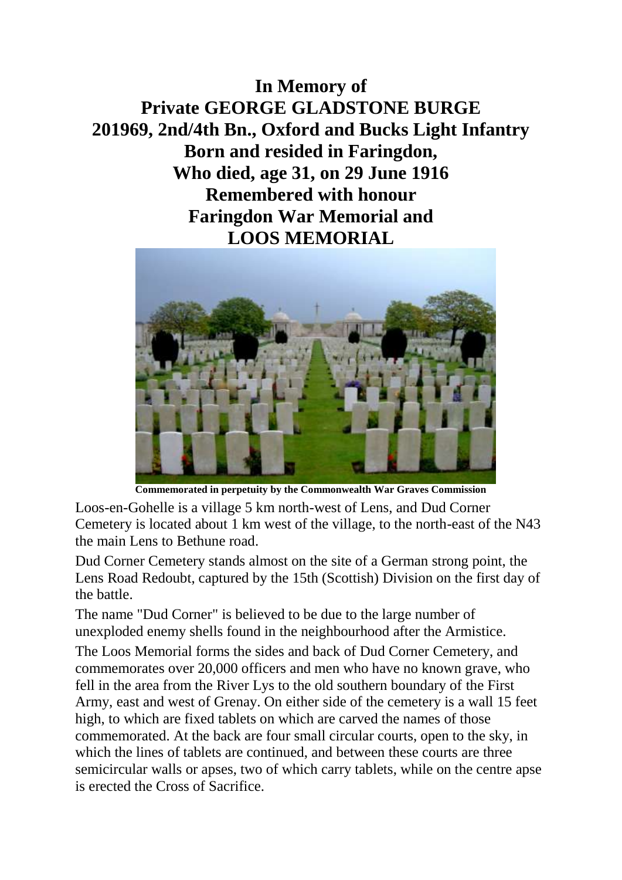# In Memory of
# Private GEORGE GLADSTONE BURGE
## 201969, 2nd/4th Bn., Oxford and Bucks Light Infantry
## Born and resided in Faringdon,
## Who died, age 31, on 29 June 1916
## Remembered with honour
## Faringdon War Memorial and
## LOOS MEMORIAL

**Commemorated in perpetuity by the Commonwealth War Graves Commission**

Loos-en-Gohelle is a village 5 km north-west of Lens, and Dud Corner Cemetery is located about 1 km west of the village, to the north-east of the N43 the main Lens to Bethune road.

Dud Corner Cemetery stands almost on the site of a German strong point, the Lens Road Redoubt, captured by the 15th (Scottish) Division on the first day of the battle.

The name "Dud Corner" is believed to be due to the large number of unexploded enemy shells found in the neighbourhood after the Armistice.

The Loos Memorial forms the sides and back of Dud Corner Cemetery, and commemorates over 20,000 officers and men who have no known grave, who fell in the area from the River Lys to the old southern boundary of the First Army, east and west of Grenay. On either side of the cemetery is a wall 15 feet high, to which are fixed tablets on which are carved the names of those commemorated. At the back are four small circular courts, open to the sky, in which the lines of tablets are continued, and between these courts are three semicircular walls or apses, two of which carry tablets, while on the centre apse is erected the Cross of Sacrifice.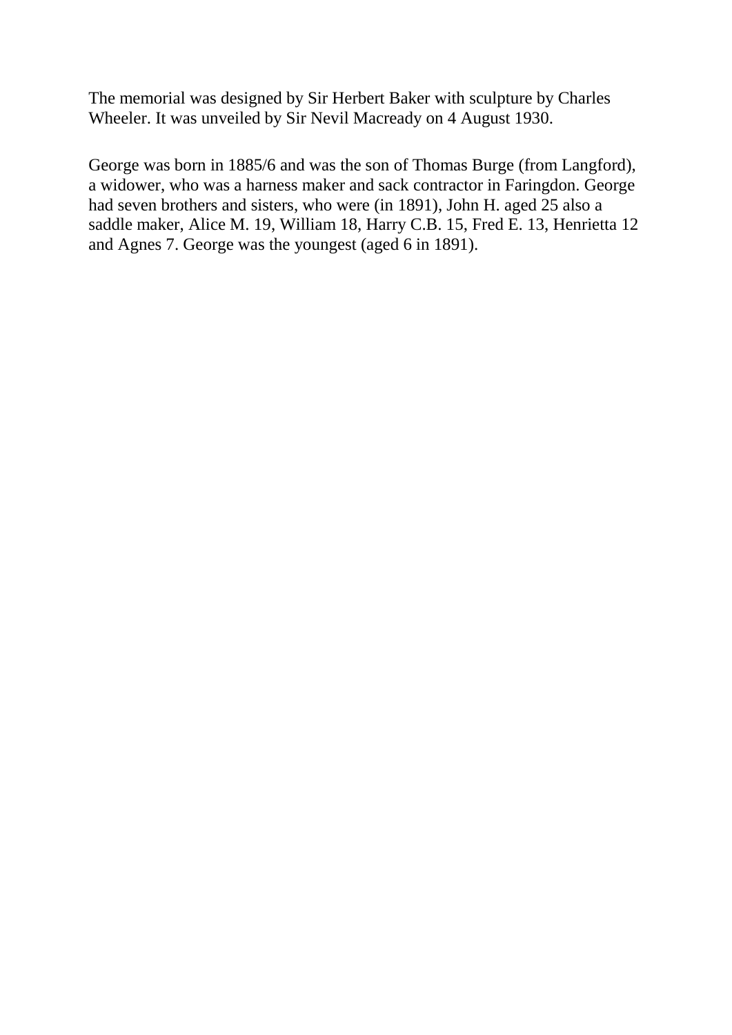The memorial was designed by Sir Herbert Baker with sculpture by Charles Wheeler. It was unveiled by Sir Nevil Macready on 4 August 1930.

George was born in 1885/6 and was the son of Thomas Burge (from Langford), a widower, who was a harness maker and sack contractor in Faringdon. George had seven brothers and sisters, who were (in 1891), John H. aged 25 also a saddle maker, Alice M. 19, William 18, Harry C.B. 15, Fred E. 13, Henrietta 12 and Agnes 7. George was the youngest (aged 6 in 1891).